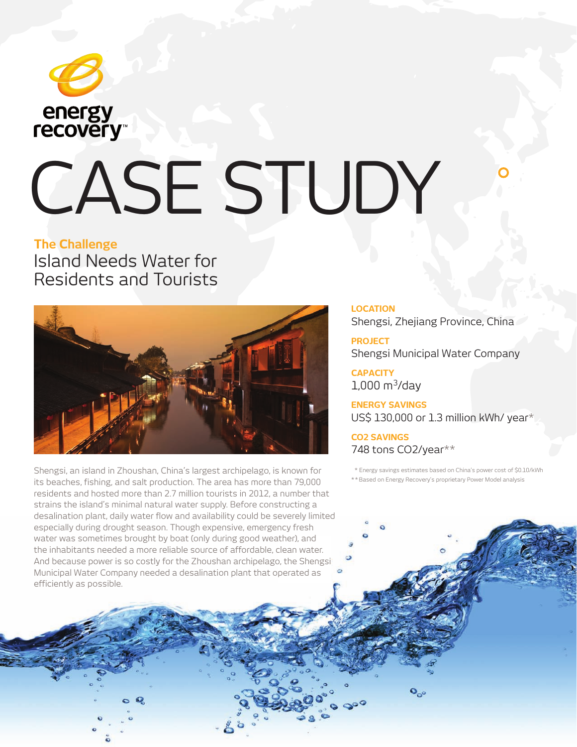energy recovery™

# CASE STUDY

## The Challenge

Island Needs Water for Residents and Tourists

Shengsi, an island in Zhoushan, China's largest archipelago, is known for its beaches, fishing, and salt production. The area has more than 79,000 residents and hosted more than 2.7 million tourists in 2012, a number that strains the island's minimal natural water supply. Before constructing a desalination plant, daily water flow and availability could be severely limited especially during drought season. Though expensive, emergency fresh water was sometimes brought by boat (only during good weather), and the inhabitants needed a more reliable source of affordable, clean water. And because power is so costly for the Zhoushan archipelago, the Shengsi Municipal Water Company needed a desalination plant that operated as efficiently as possible.

**LOCATION**
Shengsi, Zhejiang Province, China

**PROJECT**
Shengsi Municipal Water Company

**CAPACITY**
1,000 $m^3$/day

**ENERGY SAVINGS**
US$ 130,000 or 1.3 million kWh/ year*

**CO2 SAVINGS**
748 tons CO2/year**

\* Energy savings estimates based on China's power cost of $0.10/kWh
\*\* Based on Energy Recovery's proprietary Power Model analysis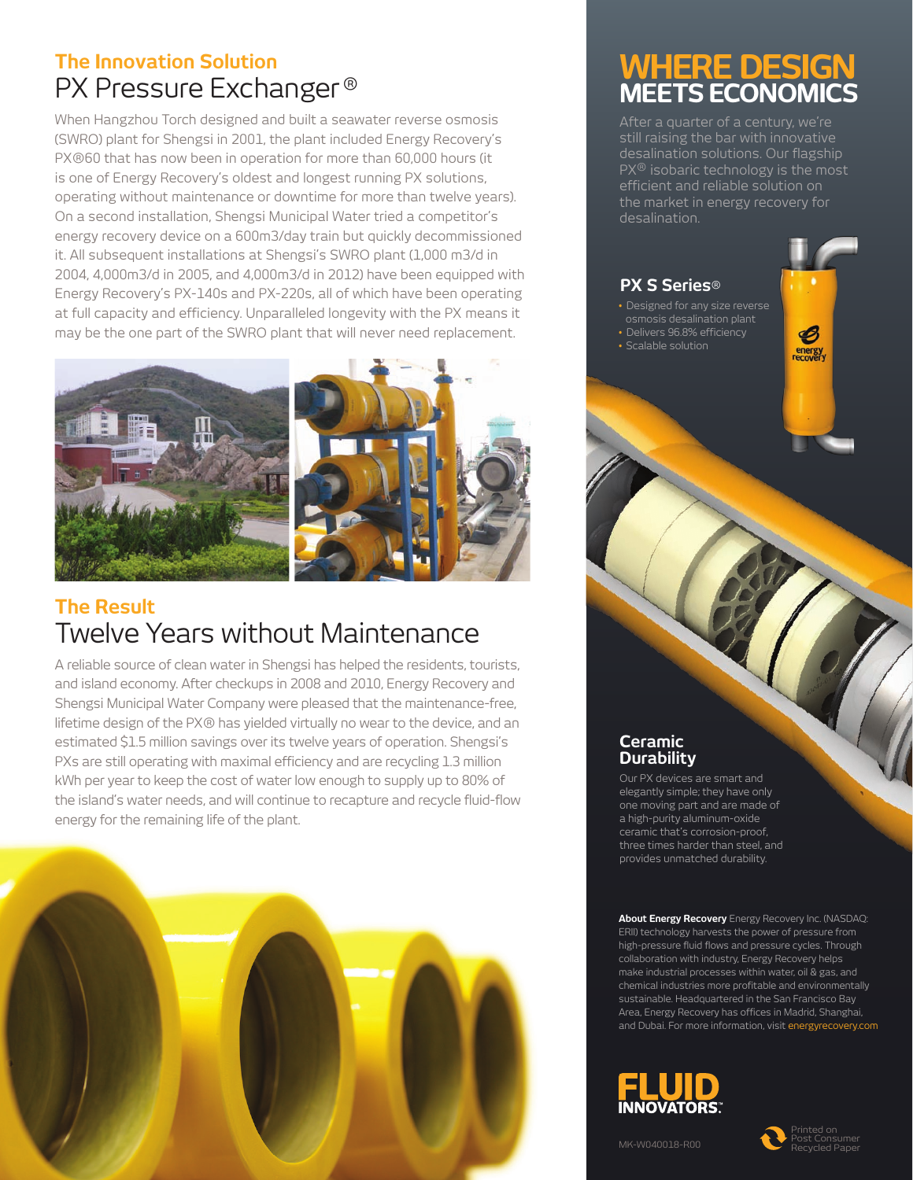## The Innovation Solution

# PX Pressure Exchanger®

When Hangzhou Torch designed and built a seawater reverse osmosis (SWRO) plant for Shengsi in 2001, the plant included Energy Recovery's PX®60 that has now been in operation for more than 60,000 hours (it is one of Energy Recovery's oldest and longest running PX solutions, operating without maintenance or downtime for more than twelve years). On a second installation, Shengsi Municipal Water tried a competitor's energy recovery device on a 600m3/day train but quickly decommissioned it. All subsequent installations at Shengsi's SWRO plant (1,000 m3/d in 2004, 4,000m3/d in 2005, and 4,000m3/d in 2012) have been equipped with Energy Recovery's PX-140s and PX-220s, all of which have been operating at full capacity and efficiency. Unparalleled longevity with the PX means it may be the one part of the SWRO plant that will never need replacement.

## The Result

# Twelve Years without Maintenance

A reliable source of clean water in Shengsi has helped the residents, tourists, and island economy. After checkups in 2008 and 2010, Energy Recovery and Shengsi Municipal Water Company were pleased that the maintenance-free, lifetime design of the PX® has yielded virtually no wear to the device, and an estimated $1.5 million savings over its twelve years of operation. Shengsi's PXs are still operating with maximal efficiency and are recycling 1.3 million kWh per year to keep the cost of water low enough to supply up to 80% of the island's water needs, and will continue to recapture and recycle fluid-flow energy for the remaining life of the plant.

# WHERE DESIGN MEETS ECONOMICS

After a quarter of a century, we're still raising the bar with innovative desalination solutions. Our flagship PX® isobaric technology is the most efficient and reliable solution on the market in energy recovery for desalination.

### PX S Series®

- Designed for any size reverse osmosis desalination plant
- Delivers 96.8% efficiency
- Scalable solution

### Ceramic Durability

Our PX devices are smart and elegantly simple; they have only one moving part and are made of a high-purity aluminum-oxide ceramic that's corrosion-proof, three times harder than steel, and provides unmatched durability.

**About Energy Recovery** Energy Recovery Inc. (NASDAQ: ERII) technology harvests the power of pressure from high-pressure fluid flows and pressure cycles. Through collaboration with industry, Energy Recovery helps make industrial processes within water, oil & gas, and chemical industries more profitable and environmentally sustainable. Headquartered in the San Francisco Bay Area, Energy Recovery has offices in Madrid, Shanghai, and Dubai. For more information, visit energyrecovery.com

FLUID INNOVATORS.™

MK-W040018-R00

Printed on Post Consumer Recycled Paper